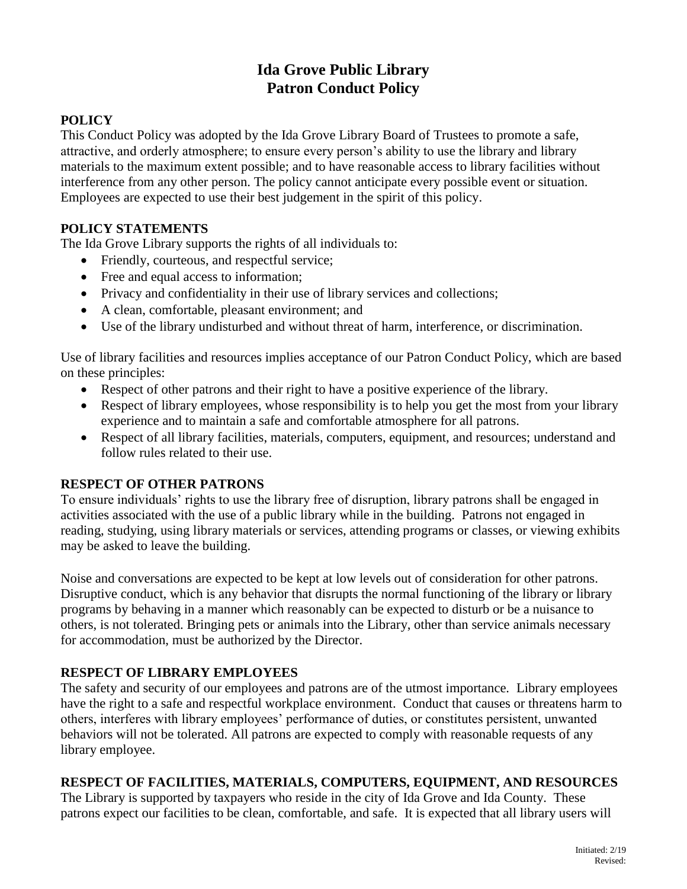# Ida Grove Public Library
# Patron Conduct Policy

## POLICY

This Conduct Policy was adopted by the Ida Grove Library Board of Trustees to promote a safe, attractive, and orderly atmosphere; to ensure every person's ability to use the library and library materials to the maximum extent possible; and to have reasonable access to library facilities without interference from any other person. The policy cannot anticipate every possible event or situation. Employees are expected to use their best judgement in the spirit of this policy.

## POLICY STATEMENTS

The Ida Grove Library supports the rights of all individuals to:

- Friendly, courteous, and respectful service;
- Free and equal access to information;
- Privacy and confidentiality in their use of library services and collections;
- A clean, comfortable, pleasant environment; and
- Use of the library undisturbed and without threat of harm, interference, or discrimination.

Use of library facilities and resources implies acceptance of our Patron Conduct Policy, which are based on these principles:

- Respect of other patrons and their right to have a positive experience of the library.
- Respect of library employees, whose responsibility is to help you get the most from your library experience and to maintain a safe and comfortable atmosphere for all patrons.
- Respect of all library facilities, materials, computers, equipment, and resources; understand and follow rules related to their use.

## RESPECT OF OTHER PATRONS

To ensure individuals' rights to use the library free of disruption, library patrons shall be engaged in activities associated with the use of a public library while in the building. Patrons not engaged in reading, studying, using library materials or services, attending programs or classes, or viewing exhibits may be asked to leave the building.

Noise and conversations are expected to be kept at low levels out of consideration for other patrons. Disruptive conduct, which is any behavior that disrupts the normal functioning of the library or library programs by behaving in a manner which reasonably can be expected to disturb or be a nuisance to others, is not tolerated. Bringing pets or animals into the Library, other than service animals necessary for accommodation, must be authorized by the Director.

## RESPECT OF LIBRARY EMPLOYEES

The safety and security of our employees and patrons are of the utmost importance. Library employees have the right to a safe and respectful workplace environment. Conduct that causes or threatens harm to others, interferes with library employees' performance of duties, or constitutes persistent, unwanted behaviors will not be tolerated. All patrons are expected to comply with reasonable requests of any library employee.

## RESPECT OF FACILITIES, MATERIALS, COMPUTERS, EQUIPMENT, AND RESOURCES

The Library is supported by taxpayers who reside in the city of Ida Grove and Ida County. These patrons expect our facilities to be clean, comfortable, and safe. It is expected that all library users will

Initiated: 2/19
Revised: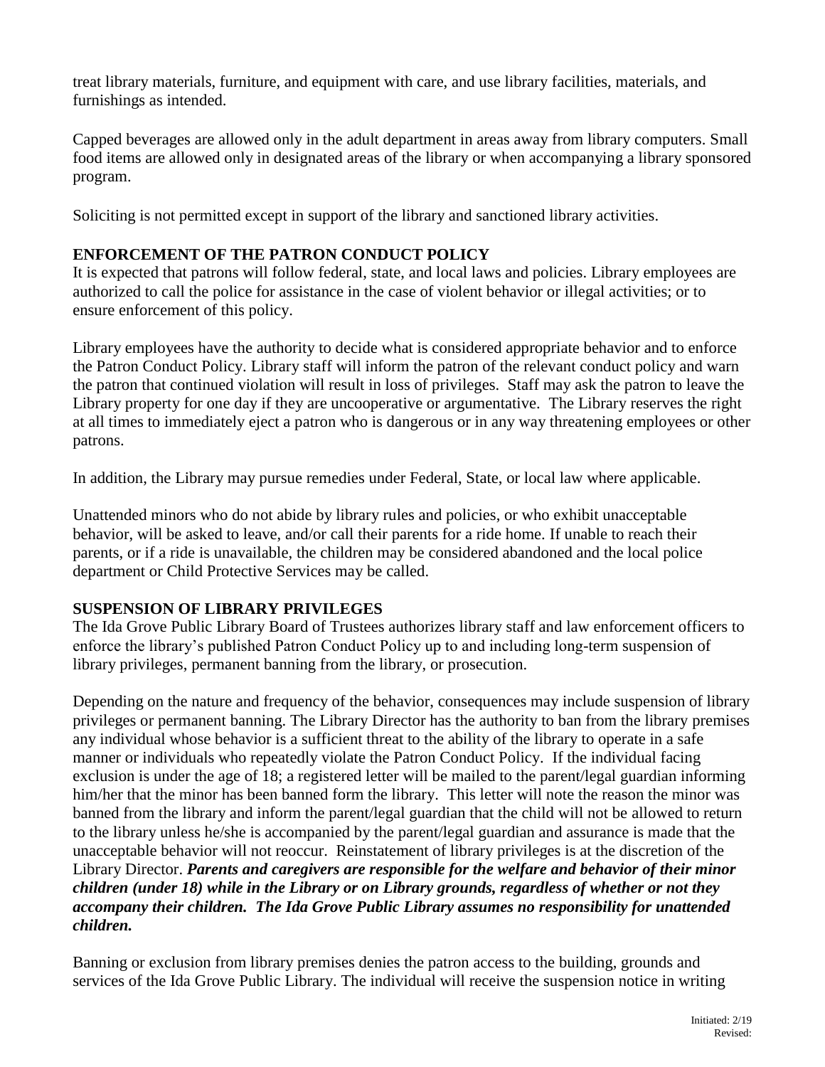treat library materials, furniture, and equipment with care, and use library facilities, materials, and furnishings as intended.

Capped beverages are allowed only in the adult department in areas away from library computers. Small food items are allowed only in designated areas of the library or when accompanying a library sponsored program.

Soliciting is not permitted except in support of the library and sanctioned library activities.

## ENFORCEMENT OF THE PATRON CONDUCT POLICY

It is expected that patrons will follow federal, state, and local laws and policies. Library employees are authorized to call the police for assistance in the case of violent behavior or illegal activities; or to ensure enforcement of this policy.

Library employees have the authority to decide what is considered appropriate behavior and to enforce the Patron Conduct Policy. Library staff will inform the patron of the relevant conduct policy and warn the patron that continued violation will result in loss of privileges. Staff may ask the patron to leave the Library property for one day if they are uncooperative or argumentative. The Library reserves the right at all times to immediately eject a patron who is dangerous or in any way threatening employees or other patrons.

In addition, the Library may pursue remedies under Federal, State, or local law where applicable.

Unattended minors who do not abide by library rules and policies, or who exhibit unacceptable behavior, will be asked to leave, and/or call their parents for a ride home. If unable to reach their parents, or if a ride is unavailable, the children may be considered abandoned and the local police department or Child Protective Services may be called.

## SUSPENSION OF LIBRARY PRIVILEGES

The Ida Grove Public Library Board of Trustees authorizes library staff and law enforcement officers to enforce the library's published Patron Conduct Policy up to and including long-term suspension of library privileges, permanent banning from the library, or prosecution.

Depending on the nature and frequency of the behavior, consequences may include suspension of library privileges or permanent banning. The Library Director has the authority to ban from the library premises any individual whose behavior is a sufficient threat to the ability of the library to operate in a safe manner or individuals who repeatedly violate the Patron Conduct Policy. If the individual facing exclusion is under the age of 18; a registered letter will be mailed to the parent/legal guardian informing him/her that the minor has been banned form the library. This letter will note the reason the minor was banned from the library and inform the parent/legal guardian that the child will not be allowed to return to the library unless he/she is accompanied by the parent/legal guardian and assurance is made that the unacceptable behavior will not reoccur. Reinstatement of library privileges is at the discretion of the Library Director. ***Parents and caregivers are responsible for the welfare and behavior of their minor children (under 18) while in the Library or on Library grounds, regardless of whether or not they accompany their children. The Ida Grove Public Library assumes no responsibility for unattended children.***

Banning or exclusion from library premises denies the patron access to the building, grounds and services of the Ida Grove Public Library. The individual will receive the suspension notice in writing

Initiated: 2/19
Revised: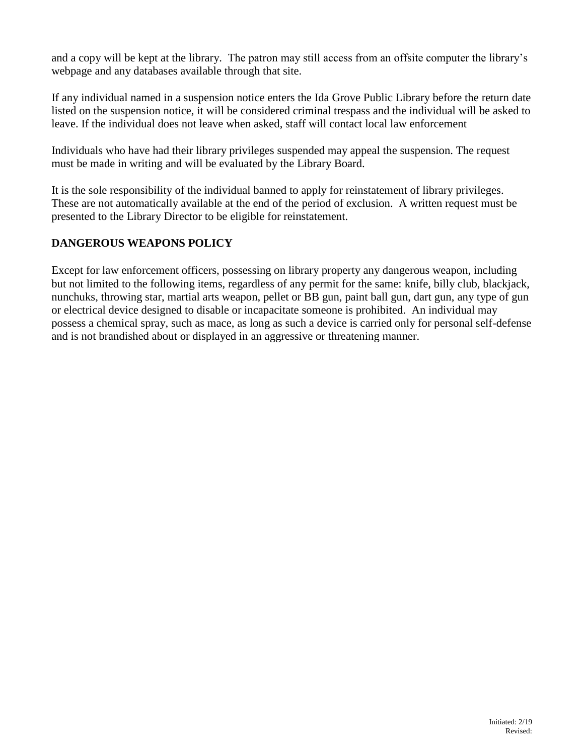and a copy will be kept at the library. The patron may still access from an offsite computer the library's webpage and any databases available through that site.

If any individual named in a suspension notice enters the Ida Grove Public Library before the return date listed on the suspension notice, it will be considered criminal trespass and the individual will be asked to leave. If the individual does not leave when asked, staff will contact local law enforcement

Individuals who have had their library privileges suspended may appeal the suspension. The request must be made in writing and will be evaluated by the Library Board.

It is the sole responsibility of the individual banned to apply for reinstatement of library privileges. These are not automatically available at the end of the period of exclusion. A written request must be presented to the Library Director to be eligible for reinstatement.

## DANGEROUS WEAPONS POLICY

Except for law enforcement officers, possessing on library property any dangerous weapon, including but not limited to the following items, regardless of any permit for the same: knife, billy club, blackjack, nunchuks, throwing star, martial arts weapon, pellet or BB gun, paint ball gun, dart gun, any type of gun or electrical device designed to disable or incapacitate someone is prohibited. An individual may possess a chemical spray, such as mace, as long as such a device is carried only for personal self-defense and is not brandished about or displayed in an aggressive or threatening manner.

Initiated: 2/19
Revised: